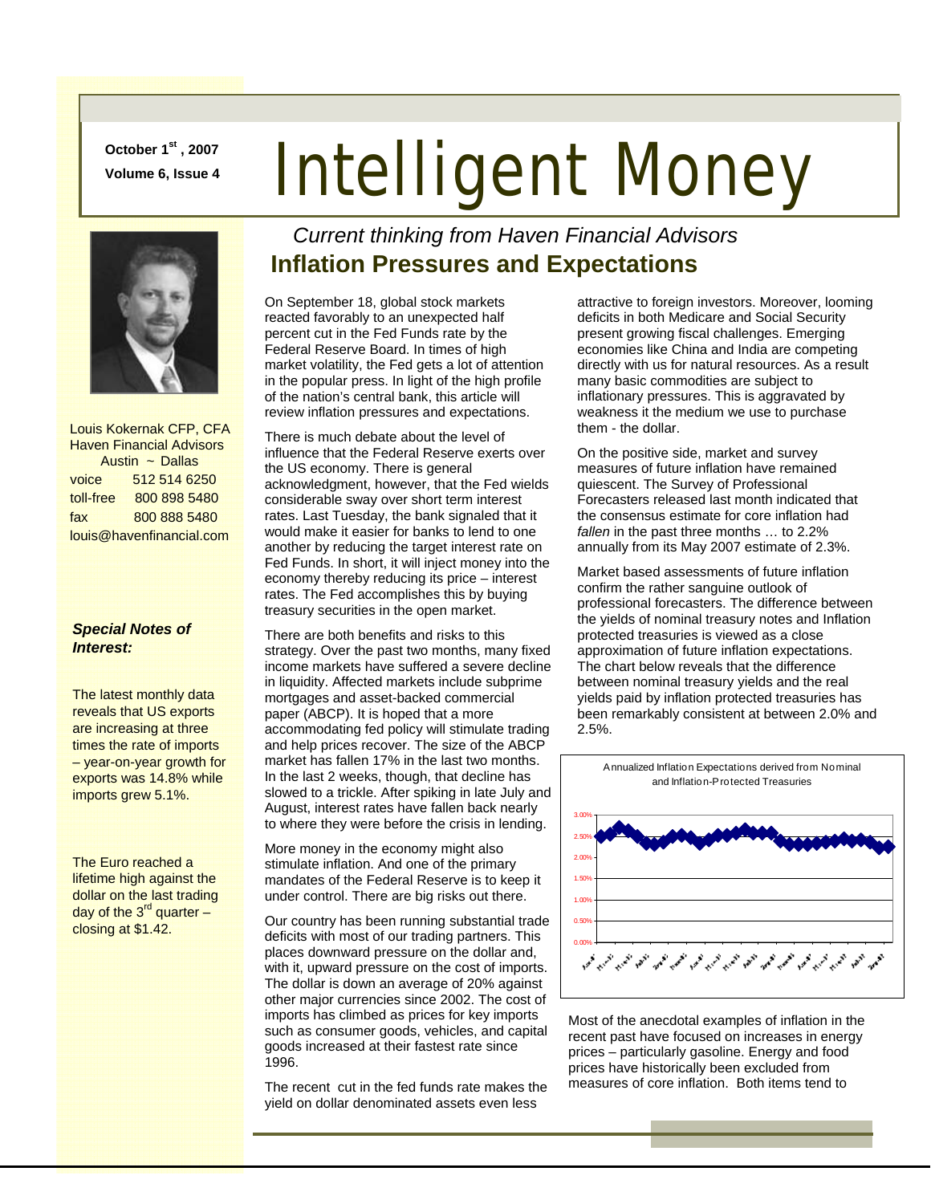October 1st, 2007
Volume 6, Issue 4

# Intelligent Money

*Current thinking from Haven Financial Advisors*

## Inflation Pressures and Expectations

Louis Kokernak CFP, CFA
Haven Financial Advisors
Austin ~ Dallas

| | |
|---|---|
| voice | 512 514 6250 |
| toll-free | 800 898 5480 |
| fax | 800 888 5480 |

louis@havenfinancial.com

***Special Notes of Interest:***

The latest monthly data reveals that US exports are increasing at three times the rate of imports – year-on-year growth for exports was 14.8% while imports grew 5.1%.

The Euro reached a lifetime high against the dollar on the last trading day of the 3rd quarter – closing at $1.42.

On September 18, global stock markets reacted favorably to an unexpected half percent cut in the Fed Funds rate by the Federal Reserve Board. In times of high market volatility, the Fed gets a lot of attention in the popular press. In light of the high profile of the nation's central bank, this article will review inflation pressures and expectations.

There is much debate about the level of influence that the Federal Reserve exerts over the US economy. There is general acknowledgment, however, that the Fed wields considerable sway over short term interest rates. Last Tuesday, the bank signaled that it would make it easier for banks to lend to one another by reducing the target interest rate on Fed Funds. In short, it will inject money into the economy thereby reducing its price – interest rates. The Fed accomplishes this by buying treasury securities in the open market.

There are both benefits and risks to this strategy. Over the past two months, many fixed income markets have suffered a severe decline in liquidity. Affected markets include subprime mortgages and asset-backed commercial paper (ABCP). It is hoped that a more accommodating fed policy will stimulate trading and help prices recover. The size of the ABCP market has fallen 17% in the last two months. In the last 2 weeks, though, that decline has slowed to a trickle. After spiking in late July and August, interest rates have fallen back nearly to where they were before the crisis in lending.

More money in the economy might also stimulate inflation. And one of the primary mandates of the Federal Reserve is to keep it under control. There are big risks out there.

Our country has been running substantial trade deficits with most of our trading partners. This places downward pressure on the dollar and, with it, upward pressure on the cost of imports. The dollar is down an average of 20% against other major currencies since 2002. The cost of imports has climbed as prices for key imports such as consumer goods, vehicles, and capital goods increased at their fastest rate since 1996.

The recent cut in the fed funds rate makes the yield on dollar denominated assets even less attractive to foreign investors. Moreover, looming deficits in both Medicare and Social Security present growing fiscal challenges. Emerging economies like China and India are competing directly with us for natural resources. As a result many basic commodities are subject to inflationary pressures. This is aggravated by weakness it the medium we use to purchase them - the dollar.

On the positive side, market and survey measures of future inflation have remained quiescent. The Survey of Professional Forecasters released last month indicated that the consensus estimate for core inflation had *fallen* in the past three months … to 2.2% annually from its May 2007 estimate of 2.3%.

Market based assessments of future inflation confirm the rather sanguine outlook of professional forecasters. The difference between the yields of nominal treasury notes and Inflation protected treasuries is viewed as a close approximation of future inflation expectations. The chart below reveals that the difference between nominal treasury yields and the real yields paid by inflation protected treasuries has been remarkably consistent at between 2.0% and 2.5%.

Annualized Inflation Expectations derived from Nominal and Inflation-Protected Treasuries

Most of the anecdotal examples of inflation in the recent past have focused on increases in energy prices – particularly gasoline. Energy and food prices have historically been excluded from measures of core inflation. Both items tend to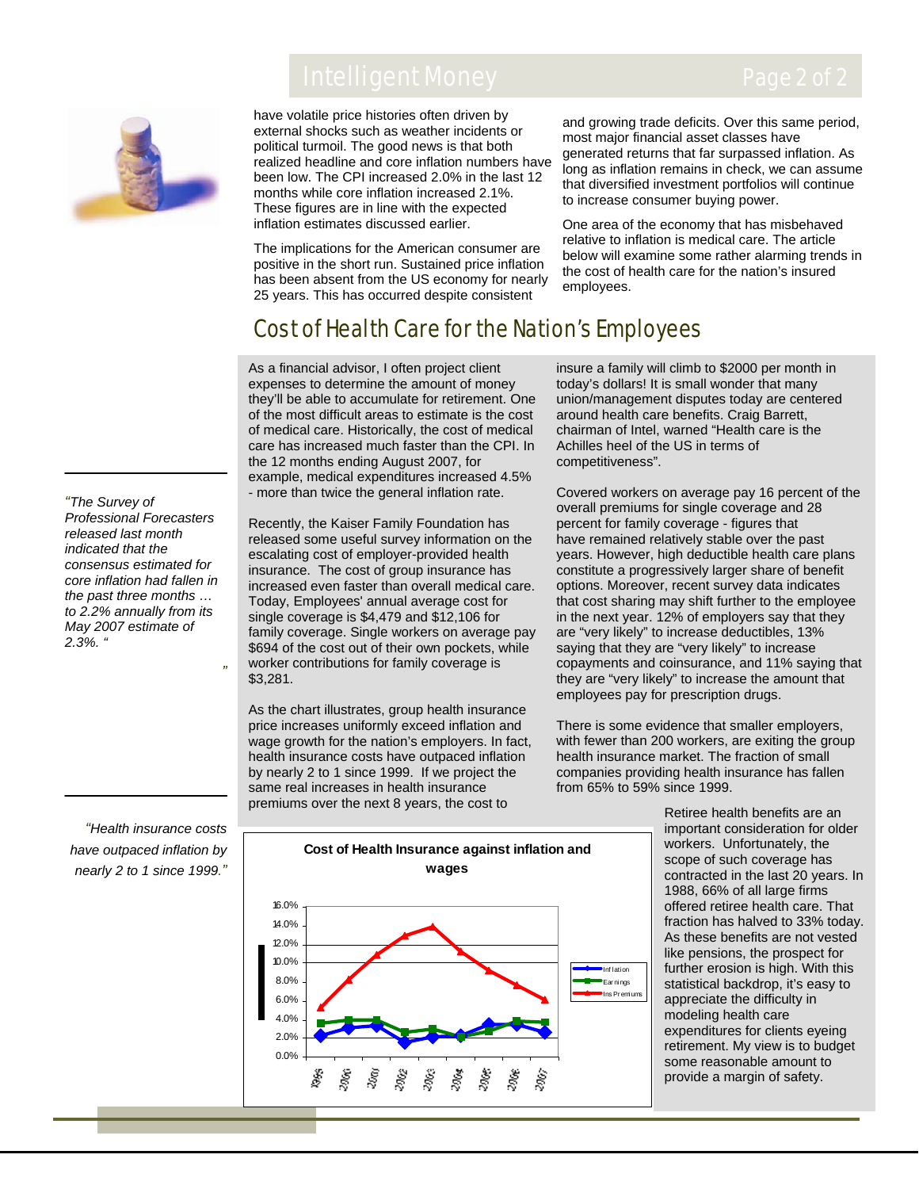have volatile price histories often driven by external shocks such as weather incidents or political turmoil. The good news is that both realized headline and core inflation numbers have been low. The CPI increased 2.0% in the last 12 months while core inflation increased 2.1%. These figures are in line with the expected inflation estimates discussed earlier.

The implications for the American consumer are positive in the short run. Sustained price inflation has been absent from the US economy for nearly 25 years. This has occurred despite consistent and growing trade deficits. Over this same period, most major financial asset classes have generated returns that far surpassed inflation. As long as inflation remains in check, we can assume that diversified investment portfolios will continue to increase consumer buying power.

One area of the economy that has misbehaved relative to inflation is medical care. The article below will examine some rather alarming trends in the cost of health care for the nation's insured employees.

*"The Survey of Professional Forecasters released last month indicated that the consensus estimated for core inflation had fallen in the past three months … to 2.2% annually from its May 2007 estimate of 2.3%. "*

## Cost of Health Care for the Nation's Employees

As a financial advisor, I often project client expenses to determine the amount of money they'll be able to accumulate for retirement. One of the most difficult areas to estimate is the cost of medical care. Historically, the cost of medical care has increased much faster than the CPI. In the 12 months ending August 2007, for example, medical expenditures increased 4.5% - more than twice the general inflation rate.

Recently, the Kaiser Family Foundation has released some useful survey information on the escalating cost of employer-provided health insurance. The cost of group insurance has increased even faster than overall medical care. Today, Employees' annual average cost for single coverage is $4,479 and $12,106 for family coverage. Single workers on average pay $694 of the cost out of their own pockets, while worker contributions for family coverage is $3,281.

As the chart illustrates, group health insurance price increases uniformly exceed inflation and wage growth for the nation's employers. In fact, health insurance costs have outpaced inflation by nearly 2 to 1 since 1999. If we project the same real increases in health insurance premiums over the next 8 years, the cost to insure a family will climb to $2000 per month in today's dollars! It is small wonder that many union/management disputes today are centered around health care benefits. Craig Barrett, chairman of Intel, warned "Health care is the Achilles heel of the US in terms of competitiveness".

*"Health insurance costs have outpaced inflation by nearly 2 to 1 since 1999."*

Covered workers on average pay 16 percent of the overall premiums for single coverage and 28 percent for family coverage - figures that have remained relatively stable over the past years. However, high deductible health care plans constitute a progressively larger share of benefit options. Moreover, recent survey data indicates that cost sharing may shift further to the employee in the next year. 12% of employers say that they are "very likely" to increase deductibles, 13% saying that they are "very likely" to increase copayments and coinsurance, and 11% saying that they are "very likely" to increase the amount that employees pay for prescription drugs.

There is some evidence that smaller employers, with fewer than 200 workers, are exiting the group health insurance market. The fraction of small companies providing health insurance has fallen from 65% to 59% since 1999.

**Cost of Health Insurance against inflation and wages**

16.0%
14.0%
12.0%
10.0%
8.0%
6.0%
4.0%
2.0%
0.0%

1999 2000 2001 2002 2003 2004 2005 2006 2007

Inflation
Earnings
Ins Premiums

Retiree health benefits are an important consideration for older workers. Unfortunately, the scope of such coverage has contracted in the last 20 years. In 1988, 66% of all large firms offered retiree health care. That fraction has halved to 33% today. As these benefits are not vested like pensions, the prospect for further erosion is high. With this statistical backdrop, it's easy to appreciate the difficulty in modeling health care expenditures for clients eyeing retirement. My view is to budget some reasonable amount to provide a margin of safety.